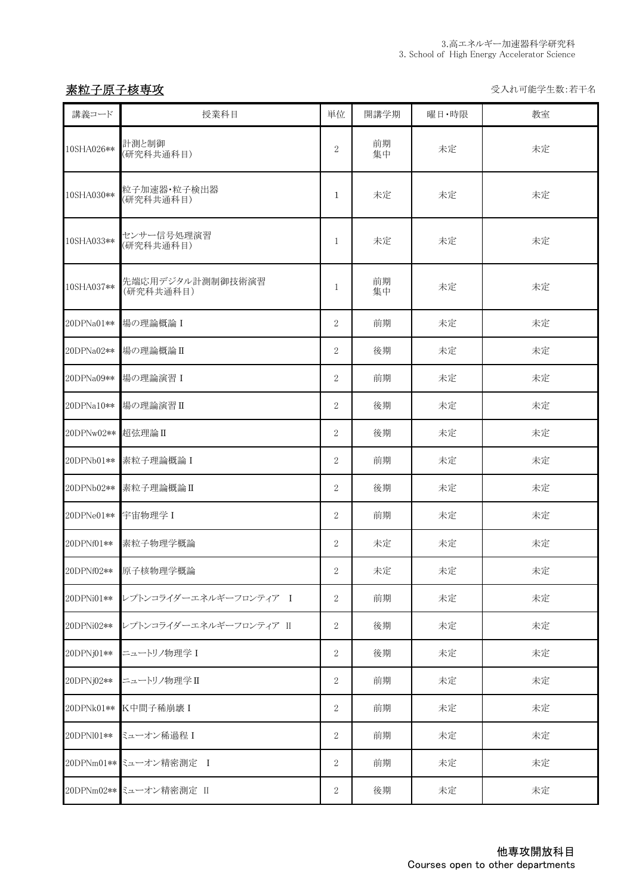3.高エネルギー加速器科学研究科
3. School of High Energy Accelerator Science

## 素粒子原子核専攻

受入れ可能学生数:若干名

| 講義コード | 授業科目 | 単位 | 開講学期 | 曜日・時限 | 教室 |
|---|---|---|---|---|---|
| 10SHA026** | 計測と制御<br>(研究科共通科目) | 2 | 前期<br>集中 | 未定 | 未定 |
| 10SHA030** | 粒子加速器・粒子検出器<br>(研究科共通科目) | 1 | 未定 | 未定 | 未定 |
| 10SHA033** | センサー信号処理演習<br>(研究科共通科目) | 1 | 未定 | 未定 | 未定 |
| 10SHA037** | 先端応用デジタル計測制御技術演習<br>(研究科共通科目) | 1 | 前期<br>集中 | 未定 | 未定 |
| 20DPNa01** | 場の理論概論 I | 2 | 前期 | 未定 | 未定 |
| 20DPNa02** | 場の理論概論 II | 2 | 後期 | 未定 | 未定 |
| 20DPNa09** | 場の理論演習 I | 2 | 前期 | 未定 | 未定 |
| 20DPNa10** | 場の理論演習 II | 2 | 後期 | 未定 | 未定 |
| 20DPNw02** | 超弦理論 II | 2 | 後期 | 未定 | 未定 |
| 20DPNb01** | 素粒子理論概論 I | 2 | 前期 | 未定 | 未定 |
| 20DPNb02** | 素粒子理論概論 II | 2 | 後期 | 未定 | 未定 |
| 20DPNe01** | 宇宙物理学 I | 2 | 前期 | 未定 | 未定 |
| 20DPNf01** | 素粒子物理学概論 | 2 | 未定 | 未定 | 未定 |
| 20DPNf02** | 原子核物理学概論 | 2 | 未定 | 未定 | 未定 |
| 20DPNi01** | レプトンコライダーエネルギーフロンティア I | 2 | 前期 | 未定 | 未定 |
| 20DPNi02** | レプトンコライダーエネルギーフロンティア II | 2 | 後期 | 未定 | 未定 |
| 20DPNj01** | ニュートリノ物理学 I | 2 | 後期 | 未定 | 未定 |
| 20DPNj02** | ニュートリノ物理学 II | 2 | 前期 | 未定 | 未定 |
| 20DPNk01** | K中間子稀崩壊 I | 2 | 前期 | 未定 | 未定 |
| 20DPNl01** | ミューオン稀過程 I | 2 | 前期 | 未定 | 未定 |
| 20DPNm01** | ミューオン精密測定 I | 2 | 前期 | 未定 | 未定 |
| 20DPNm02** | ミューオン精密測定 II | 2 | 後期 | 未定 | 未定 |

**他専攻開放科目**
Courses open to other departments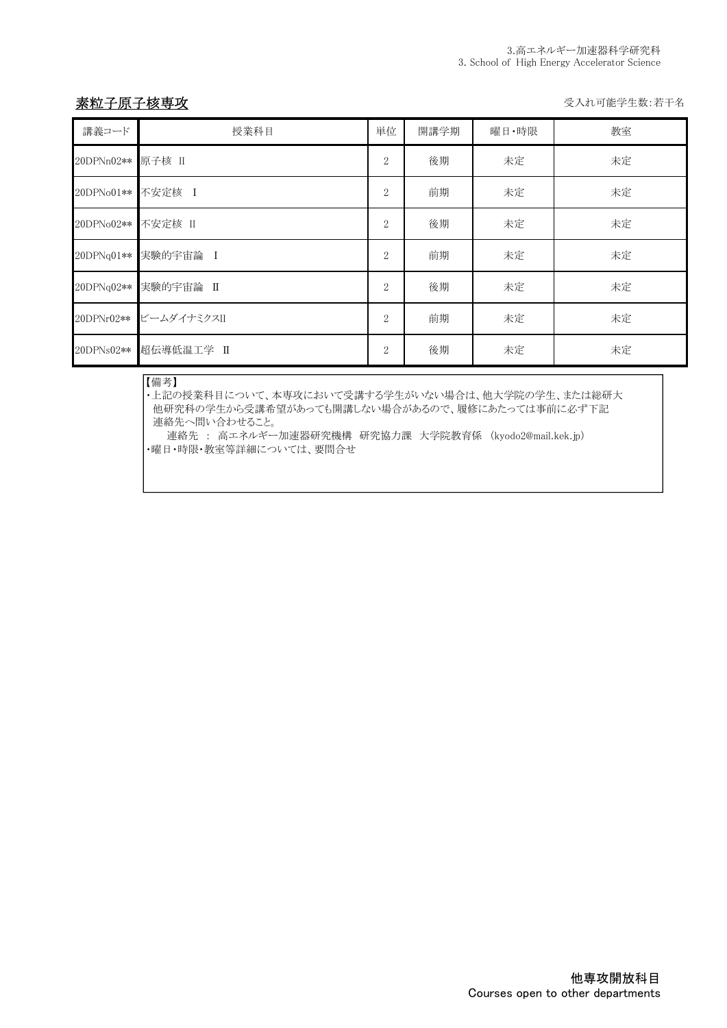## 素粒子原子核専攻

受入れ可能学生数:若干名

| 講義コード | 授業科目 | 単位 | 開講学期 | 曜日･時限 | 教室 |
|---|---|---|---|---|---|
| 20DPNn02** | 原子核 II | 2 | 後期 | 未定 | 未定 |
| 20DPNo01** | 不安定核 I | 2 | 前期 | 未定 | 未定 |
| 20DPNo02** | 不安定核 II | 2 | 後期 | 未定 | 未定 |
| 20DPNq01** | 実験的宇宙論 I | 2 | 前期 | 未定 | 未定 |
| 20DPNq02** | 実験的宇宙論 II | 2 | 後期 | 未定 | 未定 |
| 20DPNr02** | ビームダイナミクスII | 2 | 前期 | 未定 | 未定 |
| 20DPNs02** | 超伝導低温工学 II | 2 | 後期 | 未定 | 未定 |

【備考】
・上記の授業科目について、本専攻において受講する学生がいない場合は、他大学院の学生、または総研大他研究科の学生から受講希望があっても開講しない場合があるので、履修にあたっては事前に必ず下記連絡先へ問い合わせること。
　連絡先 ： 高エネルギー加速器研究機構　研究協力課　大学院教育係　(kyodo2@mail.kek.jp)
・曜日・時限・教室等詳細については、要問合せ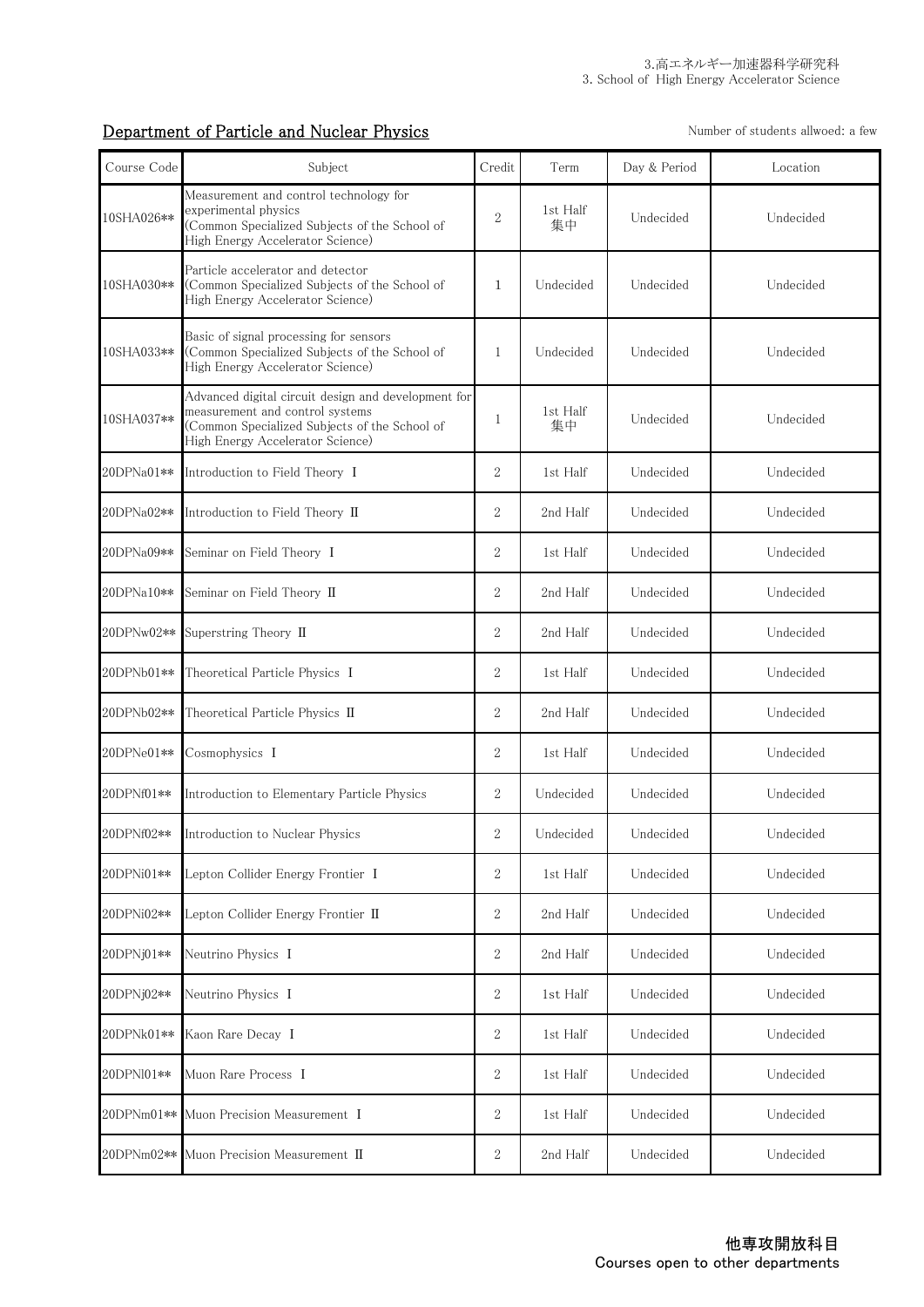3.高エネルギー加速器科学研究科
3. School of High Energy Accelerator Science

## Department of Particle and Nuclear Physics

Number of students allwoed: a few

| Course Code | Subject | Credit | Term | Day & Period | Location |
|---|---|---|---|---|---|
| 10SHA026** | Measurement and control technology for experimental physics (Common Specialized Subjects of the School of High Energy Accelerator Science) | 2 | 1st Half 集中 | Undecided | Undecided |
| 10SHA030** | Particle accelerator and detector (Common Specialized Subjects of the School of High Energy Accelerator Science) | 1 | Undecided | Undecided | Undecided |
| 10SHA033** | Basic of signal processing for sensors (Common Specialized Subjects of the School of High Energy Accelerator Science) | 1 | Undecided | Undecided | Undecided |
| 10SHA037** | Advanced digital circuit design and development for measurement and control systems (Common Specialized Subjects of the School of High Energy Accelerator Science) | 1 | 1st Half 集中 | Undecided | Undecided |
| 20DPNa01** | Introduction to Field Theory Ⅰ | 2 | 1st Half | Undecided | Undecided |
| 20DPNa02** | Introduction to Field Theory Ⅱ | 2 | 2nd Half | Undecided | Undecided |
| 20DPNa09** | Seminar on Field Theory Ⅰ | 2 | 1st Half | Undecided | Undecided |
| 20DPNa10** | Seminar on Field Theory Ⅱ | 2 | 2nd Half | Undecided | Undecided |
| 20DPNw02** | Superstring Theory Ⅱ | 2 | 2nd Half | Undecided | Undecided |
| 20DPNb01** | Theoretical Particle Physics Ⅰ | 2 | 1st Half | Undecided | Undecided |
| 20DPNb02** | Theoretical Particle Physics Ⅱ | 2 | 2nd Half | Undecided | Undecided |
| 20DPNe01** | Cosmophysics Ⅰ | 2 | 1st Half | Undecided | Undecided |
| 20DPNf01** | Introduction to Elementary Particle Physics | 2 | Undecided | Undecided | Undecided |
| 20DPNf02** | Introduction to Nuclear Physics | 2 | Undecided | Undecided | Undecided |
| 20DPNi01** | Lepton Collider Energy Frontier Ⅰ | 2 | 1st Half | Undecided | Undecided |
| 20DPNi02** | Lepton Collider Energy Frontier Ⅱ | 2 | 2nd Half | Undecided | Undecided |
| 20DPNj01** | Neutrino Physics Ⅰ | 2 | 2nd Half | Undecided | Undecided |
| 20DPNj02** | Neutrino Physics Ⅰ | 2 | 1st Half | Undecided | Undecided |
| 20DPNk01** | Kaon Rare Decay Ⅰ | 2 | 1st Half | Undecided | Undecided |
| 20DPNl01** | Muon Rare Process Ⅰ | 2 | 1st Half | Undecided | Undecided |
| 20DPNm01** | Muon Precision Measurement Ⅰ | 2 | 1st Half | Undecided | Undecided |
| 20DPNm02** | Muon Precision Measurement Ⅱ | 2 | 2nd Half | Undecided | Undecided |

**他専攻開放科目**
**Courses open to other departments**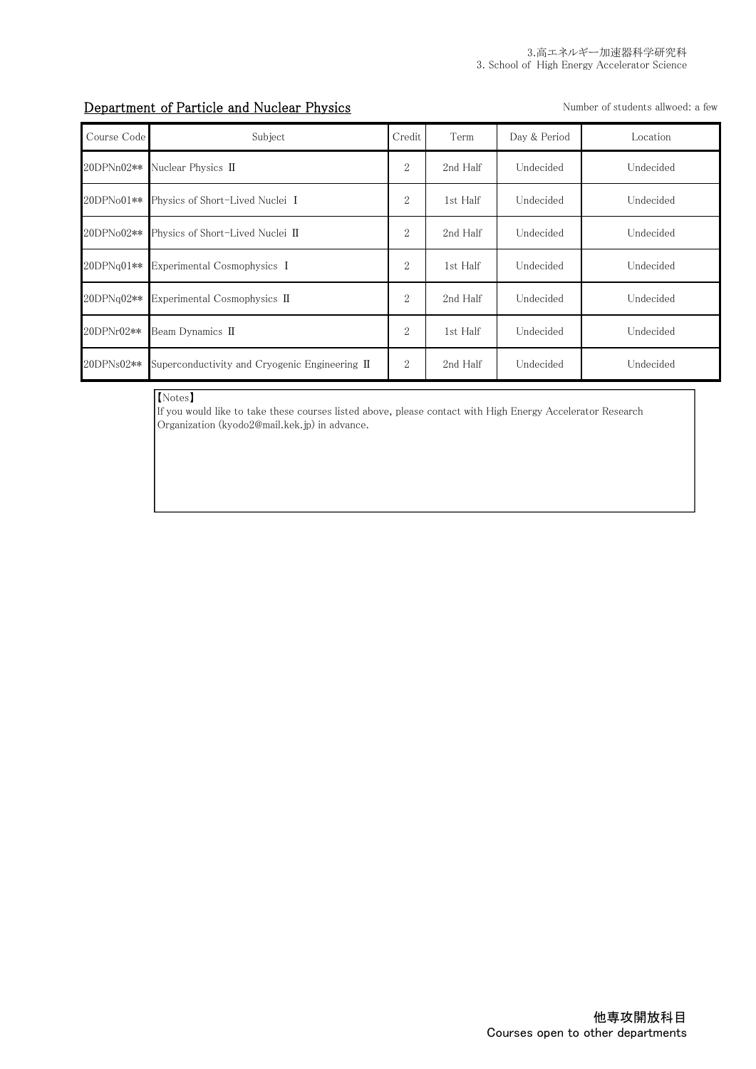3.高エネルギー加速器科学研究科
3. School of High Energy Accelerator Science

## Department of Particle and Nuclear Physics

Number of students allwoed: a few

| Course Code | Subject | Credit | Term | Day & Period | Location |
|---|---|---|---|---|---|
| 20DPNn02** | Nuclear Physics Ⅱ | 2 | 2nd Half | Undecided | Undecided |
| 20DPNo01** | Physics of Short-Lived Nuclei Ⅰ | 2 | 1st Half | Undecided | Undecided |
| 20DPNo02** | Physics of Short-Lived Nuclei Ⅱ | 2 | 2nd Half | Undecided | Undecided |
| 20DPNq01** | Experimental Cosmophysics Ⅰ | 2 | 1st Half | Undecided | Undecided |
| 20DPNq02** | Experimental Cosmophysics Ⅱ | 2 | 2nd Half | Undecided | Undecided |
| 20DPNr02** | Beam Dynamics Ⅱ | 2 | 1st Half | Undecided | Undecided |
| 20DPNs02** | Superconductivity and Cryogenic Engineering Ⅱ | 2 | 2nd Half | Undecided | Undecided |

【Notes】
If you would like to take these courses listed above, please contact with High Energy Accelerator Research Organization (kyodo2@mail.kek.jp) in advance.

他専攻開放科目
Courses open to other departments